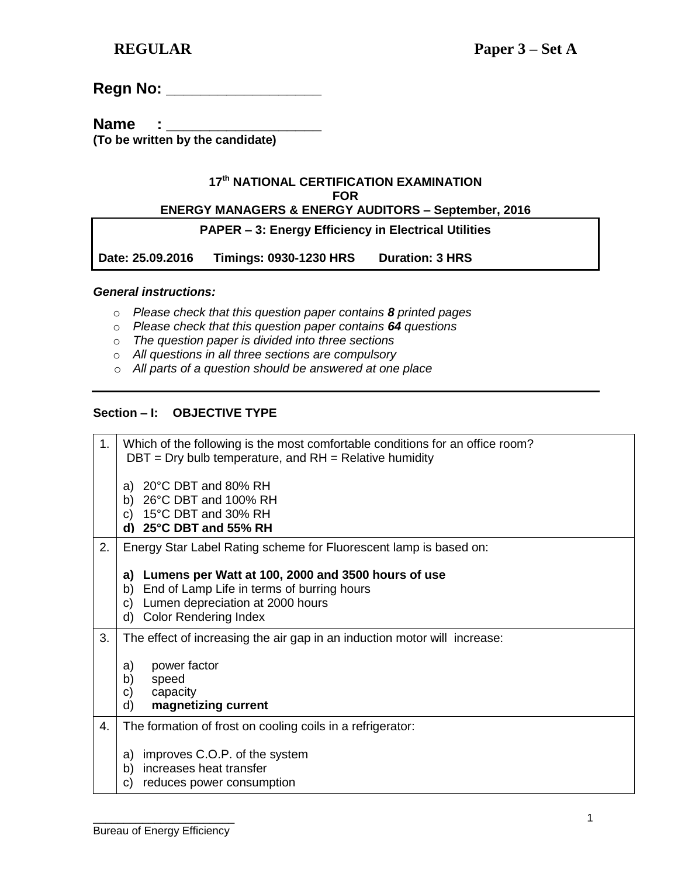**REGULAR** **Paper 3 – Set A**

**Regn No: ___________________**

**Name : ___________________**
**(To be written by the candidate)**

**17th NATIONAL CERTIFICATION EXAMINATION**
**FOR**
**ENERGY MANAGERS & ENERGY AUDITORS – September, 2016**

| **PAPER – 3: Energy Efficiency in Electrical Utilities** |
|---|
| **Date: 25.09.2016 Timings: 0930-1230 HRS Duration: 3 HRS** |

***General instructions:***

- *Please check that this question paper contains **8** printed pages*
- *Please check that this question paper contains **64** questions*
- *The question paper is divided into three sections*
- *All questions in all three sections are compulsory*
- *All parts of a question should be answered at one place*

---

**Section – I: OBJECTIVE TYPE**

| | |
|---|---|
| 1. | Which of the following is the most comfortable conditions for an office room?<br>DBT = Dry bulb temperature, and RH = Relative humidity<br><br>a) 20°C DBT and 80% RH<br>b) 26°C DBT and 100% RH<br>c) 15°C DBT and 30% RH<br>**d) 25°C DBT and 55% RH** |
| 2. | Energy Star Label Rating scheme for Fluorescent lamp is based on:<br><br>**a) Lumens per Watt at 100, 2000 and 3500 hours of use**<br>b) End of Lamp Life in terms of burring hours<br>c) Lumen depreciation at 2000 hours<br>d) Color Rendering Index |
| 3. | The effect of increasing the air gap in an induction motor will increase:<br><br>a) power factor<br>b) speed<br>c) capacity<br>d) **magnetizing current** |
| 4. | The formation of frost on cooling coils in a refrigerator:<br><br>a) improves C.O.P. of the system<br>b) increases heat transfer<br>c) reduces power consumption |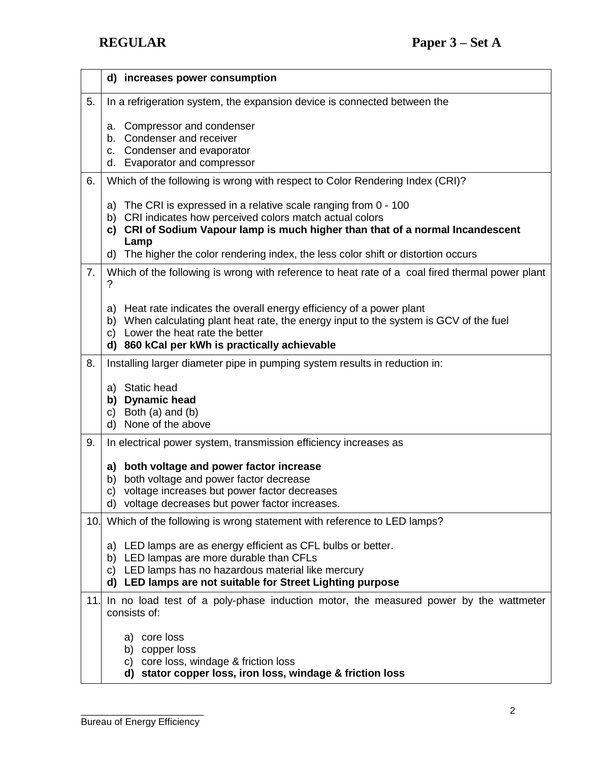| | |
|---|---|
| | **d) increases power consumption** |
| 5. | In a refrigeration system, the expansion device is connected between the<br><br>a. Compressor and condenser<br>b. Condenser and receiver<br>c. Condenser and evaporator<br>d. Evaporator and compressor |
| 6. | Which of the following is wrong with respect to Color Rendering Index (CRI)?<br><br>a) The CRI is expressed in a relative scale ranging from 0 - 100<br>b) CRI indicates how perceived colors match actual colors<br>**c) CRI of Sodium Vapour lamp is much higher than that of a normal Incandescent Lamp**<br>d) The higher the color rendering index, the less color shift or distortion occurs |
| 7. | Which of the following is wrong with reference to heat rate of a coal fired thermal power plant ?<br><br>a) Heat rate indicates the overall energy efficiency of a power plant<br>b) When calculating plant heat rate, the energy input to the system is GCV of the fuel<br>c) Lower the heat rate the better<br>**d) 860 kCal per kWh is practically achievable** |
| 8. | Installing larger diameter pipe in pumping system results in reduction in:<br><br>a) Static head<br>**b) Dynamic head**<br>c) Both (a) and (b)<br>d) None of the above |
| 9. | In electrical power system, transmission efficiency increases as<br><br>**a) both voltage and power factor increase**<br>b) both voltage and power factor decrease<br>c) voltage increases but power factor decreases<br>d) voltage decreases but power factor increases. |
| 10. | Which of the following is wrong statement with reference to LED lamps?<br><br>a) LED lamps are as energy efficient as CFL bulbs or better.<br>b) LED lampas are more durable than CFLs<br>c) LED lamps has no hazardous material like mercury<br>**d) LED lamps are not suitable for Street Lighting purpose** |
| 11. | In no load test of a poly-phase induction motor, the measured power by the wattmeter consists of:<br><br>a) core loss<br>b) copper loss<br>c) core loss, windage & friction loss<br>**d) stator copper loss, iron loss, windage & friction loss** |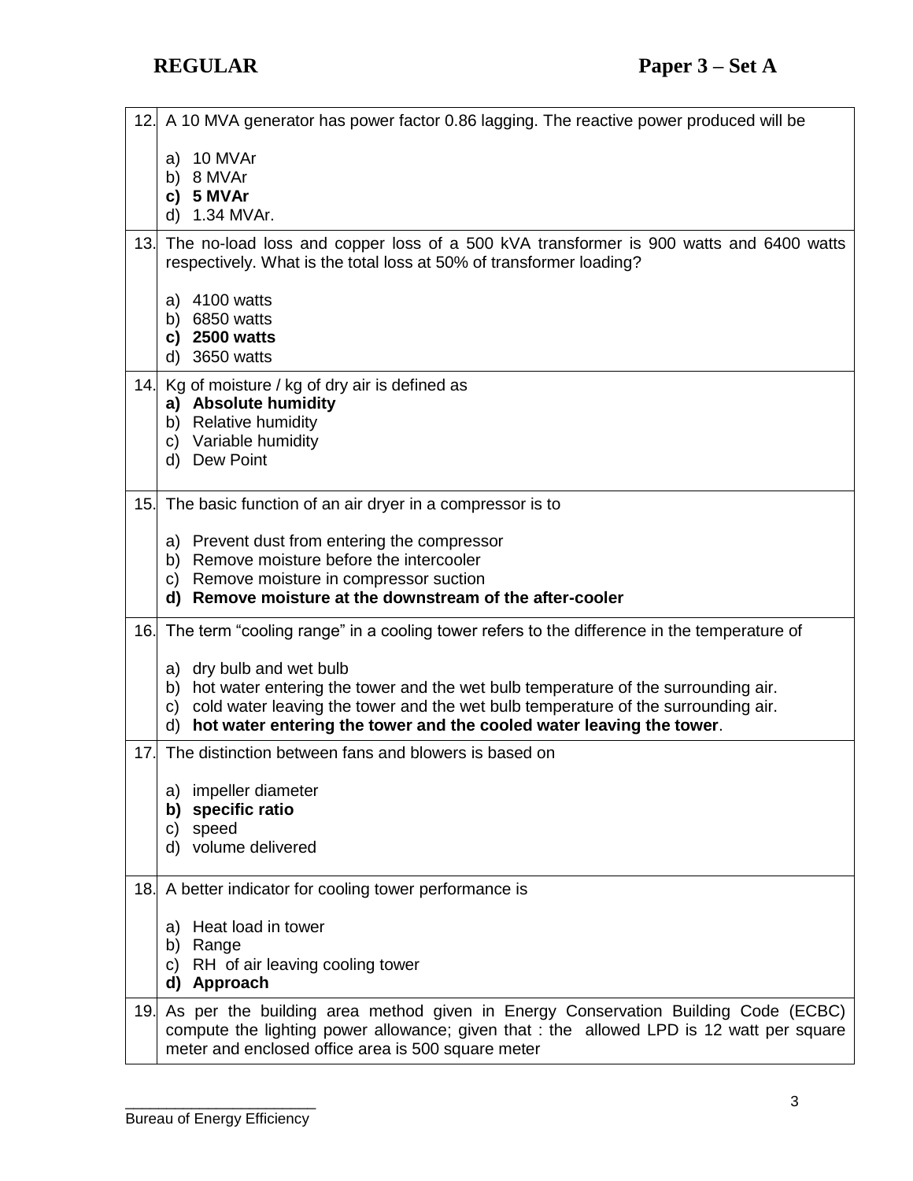| | |
|---|---|
| 12. | A 10 MVA generator has power factor 0.86 lagging. The reactive power produced will be<br><br>a) 10 MVAr<br>b) 8 MVAr<br>**c) 5 MVAr**<br>d) 1.34 MVAr. |
| 13. | The no-load loss and copper loss of a 500 kVA transformer is 900 watts and 6400 watts respectively. What is the total loss at 50% of transformer loading?<br><br>a) 4100 watts<br>b) 6850 watts<br>**c) 2500 watts**<br>d) 3650 watts |
| 14. | Kg of moisture / kg of dry air is defined as<br>**a) Absolute humidity**<br>b) Relative humidity<br>c) Variable humidity<br>d) Dew Point |
| 15. | The basic function of an air dryer in a compressor is to<br><br>a) Prevent dust from entering the compressor<br>b) Remove moisture before the intercooler<br>c) Remove moisture in compressor suction<br>**d) Remove moisture at the downstream of the after-cooler** |
| 16. | The term "cooling range" in a cooling tower refers to the difference in the temperature of<br><br>a) dry bulb and wet bulb<br>b) hot water entering the tower and the wet bulb temperature of the surrounding air.<br>c) cold water leaving the tower and the wet bulb temperature of the surrounding air.<br>d) **hot water entering the tower and the cooled water leaving the tower**. |
| 17. | The distinction between fans and blowers is based on<br><br>a) impeller diameter<br>**b) specific ratio**<br>c) speed<br>d) volume delivered |
| 18. | A better indicator for cooling tower performance is<br><br>a) Heat load in tower<br>b) Range<br>c) RH of air leaving cooling tower<br>**d) Approach** |
| 19. | As per the building area method given in Energy Conservation Building Code (ECBC) compute the lighting power allowance; given that : the allowed LPD is 12 watt per square meter and enclosed office area is 500 square meter |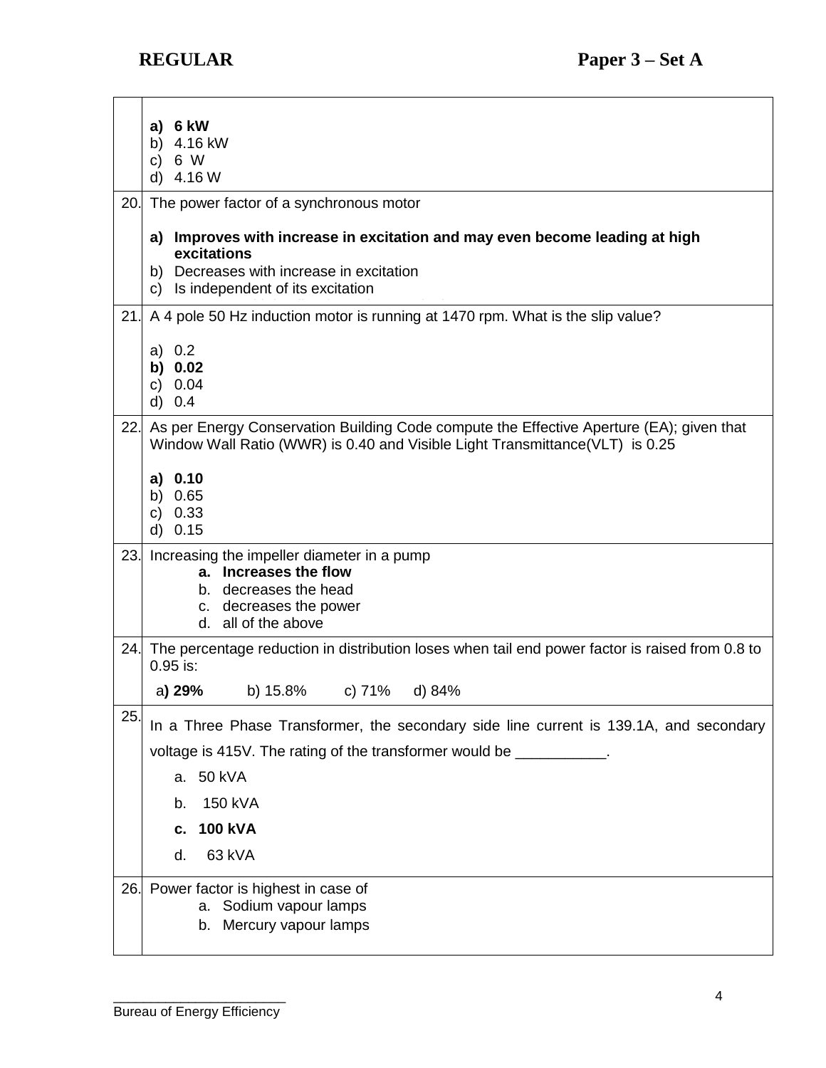| | |
|---|---|
| | **a) 6 kW**<br>b) 4.16 kW<br>c) 6 W<br>d) 4.16 W |
| 20. | The power factor of a synchronous motor<br><br>**a) Improves with increase in excitation and may even become leading at high excitations**<br>b) Decreases with increase in excitation<br>c) Is independent of its excitation |
| 21. | A 4 pole 50 Hz induction motor is running at 1470 rpm. What is the slip value?<br><br>a) 0.2<br>**b) 0.02**<br>c) 0.04<br>d) 0.4 |
| 22. | As per Energy Conservation Building Code compute the Effective Aperture (EA); given that Window Wall Ratio (WWR) is 0.40 and Visible Light Transmittance(VLT) is 0.25<br><br>**a) 0.10**<br>b) 0.65<br>c) 0.33<br>d) 0.15 |
| 23. | Increasing the impeller diameter in a pump<br>**a. Increases the flow**<br>b. decreases the head<br>c. decreases the power<br>d. all of the above |
| 24. | The percentage reduction in distribution loses when tail end power factor is raised from 0.8 to 0.95 is:<br><br>**a) 29%** b) 15.8% c) 71% d) 84% |
| 25. | In a Three Phase Transformer, the secondary side line current is 139.1A, and secondary voltage is 415V. The rating of the transformer would be ___________.<br><br>a. 50 kVA<br>b. 150 kVA<br>**c. 100 kVA**<br>d. 63 kVA |
| 26. | Power factor is highest in case of<br>a. Sodium vapour lamps<br>b. Mercury vapour lamps |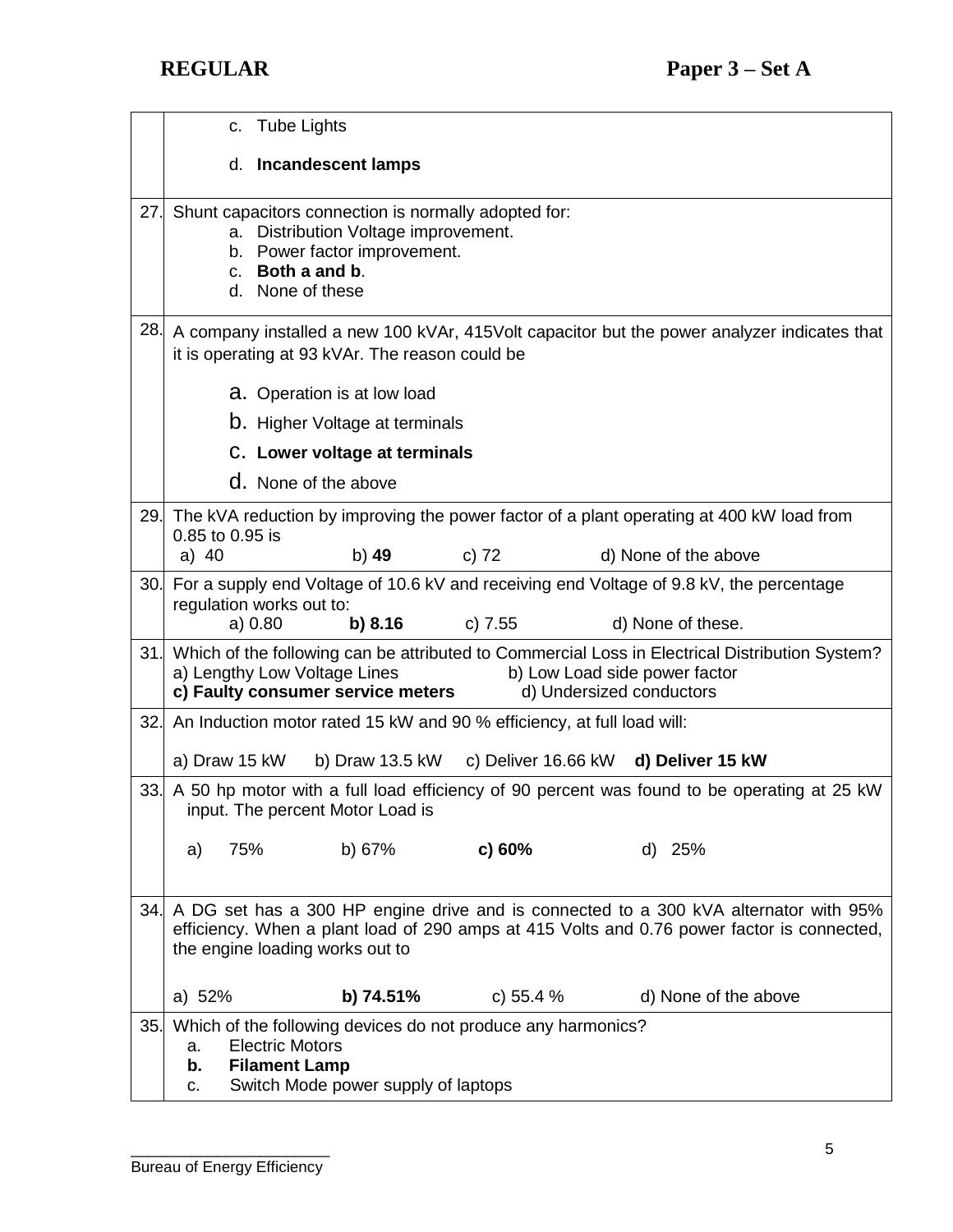c. Tube Lights

d. **Incandescent lamps**

27. Shunt capacitors connection is normally adopted for:
    a. Distribution Voltage improvement.
    b. Power factor improvement.
    c. **Both a and b**.
    d. None of these

28. A company installed a new 100 kVAr, 415Volt capacitor but the power analyzer indicates that it is operating at 93 kVAr. The reason could be

    a. Operation is at low load
    b. Higher Voltage at terminals
    c. **Lower voltage at terminals**
    d. None of the above

29. The kVA reduction by improving the power factor of a plant operating at 400 kW load from 0.85 to 0.95 is
    a) 40 b) **49** c) 72 d) None of the above

30. For a supply end Voltage of 10.6 kV and receiving end Voltage of 9.8 kV, the percentage regulation works out to:
    a) 0.80 **b) 8.16** c) 7.55 d) None of these.

31. Which of the following can be attributed to Commercial Loss in Electrical Distribution System?
    a) Lengthy Low Voltage Lines b) Low Load side power factor
    **c) Faulty consumer service meters** d) Undersized conductors

32. An Induction motor rated 15 kW and 90 % efficiency, at full load will:

    a) Draw 15 kW b) Draw 13.5 kW c) Deliver 16.66 kW **d) Deliver 15 kW**

33. A 50 hp motor with a full load efficiency of 90 percent was found to be operating at 25 kW input. The percent Motor Load is

    a) 75% b) 67% **c) 60%** d) 25%

34. A DG set has a 300 HP engine drive and is connected to a 300 kVA alternator with 95% efficiency. When a plant load of 290 amps at 415 Volts and 0.76 power factor is connected, the engine loading works out to

    a) 52% **b) 74.51%** c) 55.4 % d) None of the above

35. Which of the following devices do not produce any harmonics?
    a. Electric Motors
    **b. Filament Lamp**
    c. Switch Mode power supply of laptops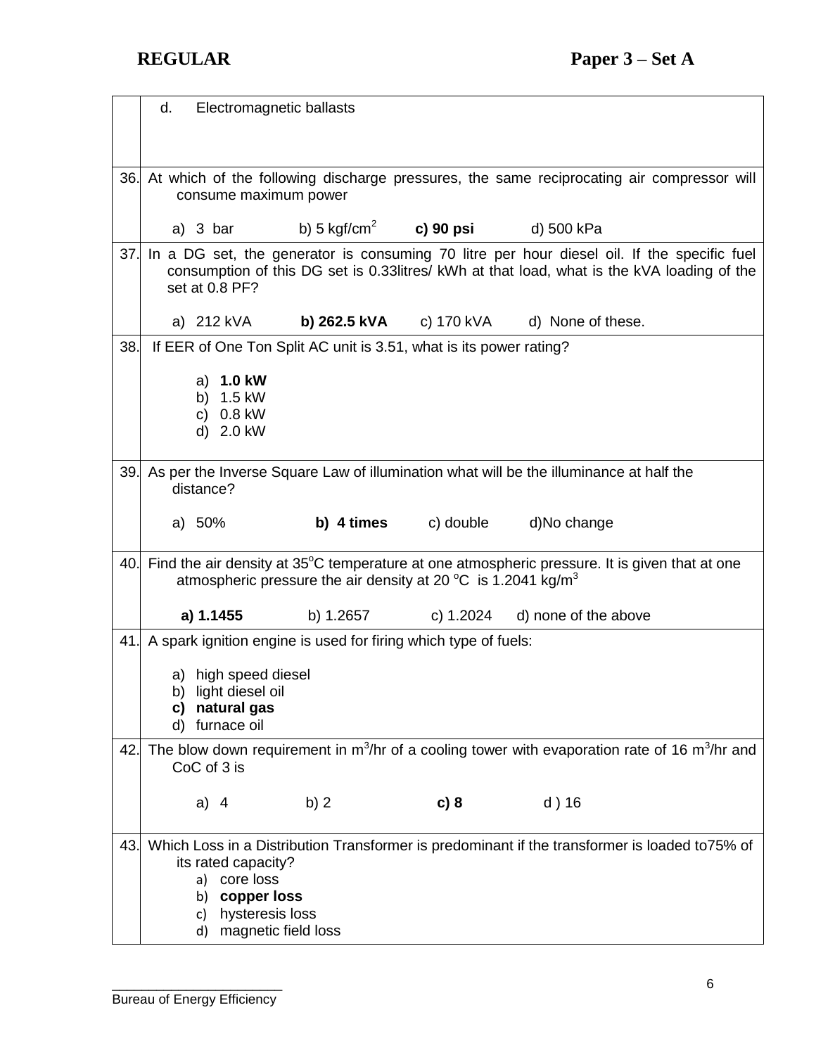d. Electromagnetic ballasts

36. At which of the following discharge pressures, the same reciprocating air compressor will consume maximum power

    a) 3 bar  b) 5 kgf/cm$^2$  **c) 90 psi**  d) 500 kPa

37. In a DG set, the generator is consuming 70 litre per hour diesel oil. If the specific fuel consumption of this DG set is 0.33litres/ kWh at that load, what is the kVA loading of the set at 0.8 PF?

    a) 212 kVA  **b) 262.5 kVA**  c) 170 kVA  d) None of these.

38. If EER of One Ton Split AC unit is 3.51, what is its power rating?

    a) **1.0 kW**
    b) 1.5 kW
    c) 0.8 kW
    d) 2.0 kW

39. As per the Inverse Square Law of illumination what will be the illuminance at half the distance?

    a) 50%  **b) 4 times**  c) double  d)No change

40. Find the air density at 35$^o$C temperature at one atmospheric pressure. It is given that at one atmospheric pressure the air density at 20 $^o$C is 1.2041 kg/m$^3$

    **a) 1.1455**  b) 1.2657  c) 1.2024  d) none of the above

41. A spark ignition engine is used for firing which type of fuels:

    a) high speed diesel
    b) light diesel oil
    **c) natural gas**
    d) furnace oil

42. The blow down requirement in m$^3$/hr of a cooling tower with evaporation rate of 16 m$^3$/hr and CoC of 3 is

    a) 4  b) 2  **c) 8**  d ) 16

43. Which Loss in a Distribution Transformer is predominant if the transformer is loaded to75% of its rated capacity?

    a) core loss
    b) **copper loss**
    c) hysteresis loss
    d) magnetic field loss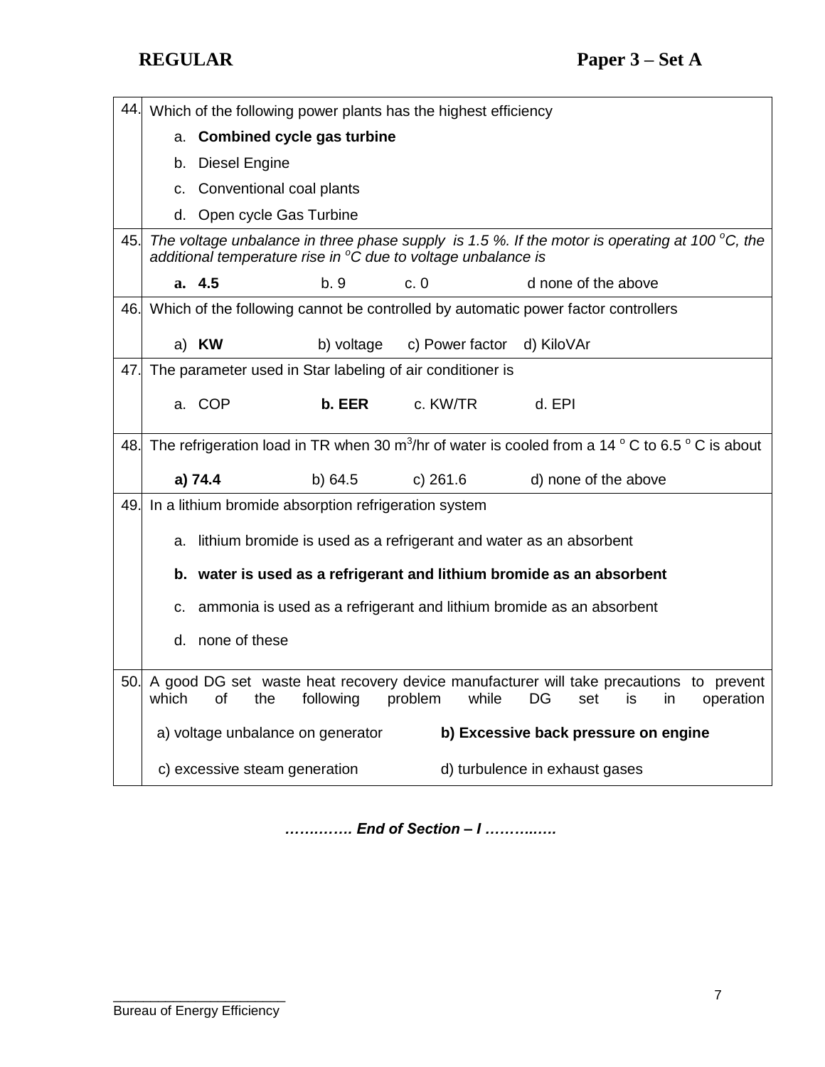| | |
|---|---|
| 44. | Which of the following power plants has the highest efficiency<br>a. **Combined cycle gas turbine**<br>b. Diesel Engine<br>c. Conventional coal plants<br>d. Open cycle Gas Turbine |
| 45. | *The voltage unbalance in three phase supply is 1.5 %. If the motor is operating at 100 $^oC$, the additional temperature rise in $^oC$ due to voltage unbalance is*<br>**a. 4.5** b. 9 c. 0 d none of the above |
| 46. | Which of the following cannot be controlled by automatic power factor controllers<br>a) **KW** b) voltage c) Power factor d) KiloVAr |
| 47. | The parameter used in Star labeling of air conditioner is<br>a. COP **b. EER** c. KW/TR d. EPI |
| 48. | The refrigeration load in TR when 30 $m^3$/hr of water is cooled from a 14 $^o$ C to 6.5 $^o$ C is about<br>**a) 74.4** b) 64.5 c) 261.6 d) none of the above |
| 49. | In a lithium bromide absorption refrigeration system<br>a. lithium bromide is used as a refrigerant and water as an absorbent<br>**b. water is used as a refrigerant and lithium bromide as an absorbent**<br>c. ammonia is used as a refrigerant and lithium bromide as an absorbent<br>d. none of these |
| 50. | A good DG set waste heat recovery device manufacturer will take precautions to prevent which of the following problem while DG set is in operation<br>a) voltage unbalance on generator **b) Excessive back pressure on engine**<br>c) excessive steam generation d) turbulence in exhaust gases |

***…….……. End of Section – I …………..***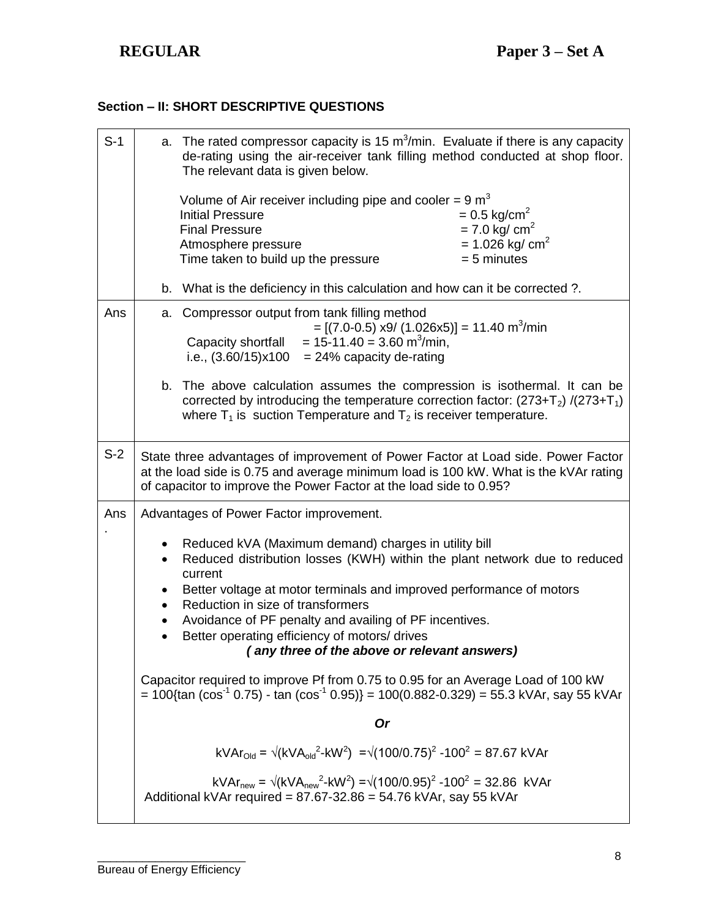## Section – II: SHORT DESCRIPTIVE QUESTIONS

| | |
|---|---|
| S-1 | a. The rated compressor capacity is 15 $m^3$/min. Evaluate if there is any capacity de-rating using the air-receiver tank filling method conducted at shop floor. The relevant data is given below.<br><br>Volume of Air receiver including pipe and cooler = 9 $m^3$<br>Initial Pressure = 0.5 kg/$cm^2$<br>Final Pressure = 7.0 kg/ $cm^2$<br>Atmosphere pressure = 1.026 kg/ $cm^2$<br>Time taken to build up the pressure = 5 minutes<br><br>b. What is the deficiency in this calculation and how can it be corrected ?. |
| Ans | a. Compressor output from tank filling method<br>= [(7.0-0.5) x9/ (1.026x5)] = 11.40 $m^3$/min<br>Capacity shortfall = 15-11.40 = 3.60 $m^3$/min,<br>i.e., (3.60/15)x100 = 24% capacity de-rating<br><br>b. The above calculation assumes the compression is isothermal. It can be corrected by introducing the temperature correction factor: $(273+T_2)/(273+T_1)$ where $T_1$ is suction Temperature and $T_2$ is receiver temperature. |
| S-2 | State three advantages of improvement of Power Factor at Load side. Power Factor at the load side is 0.75 and average minimum load is 100 kW. What is the kVAr rating of capacitor to improve the Power Factor at the load side to 0.95? |
| Ans. | Advantages of Power Factor improvement.<br><br>• Reduced kVA (Maximum demand) charges in utility bill<br>• Reduced distribution losses (KWH) within the plant network due to reduced current<br>• Better voltage at motor terminals and improved performance of motors<br>• Reduction in size of transformers<br>• Avoidance of PF penalty and availing of PF incentives.<br>• Better operating efficiency of motors/ drives<br>***( any three of the above or relevant answers)***<br><br>Capacitor required to improve Pf from 0.75 to 0.95 for an Average Load of 100 kW<br>= 100{tan ($\cos^{-1}$ 0.75) - tan ($\cos^{-1}$ 0.95)} = 100(0.882-0.329) = 55.3 kVAr, say 55 kVAr<br><br>***Or***<br><br>$kVAr_{Old} = \sqrt{(kVA_{old}^2 - kW^2)} = \sqrt{(100/0.75)^2 - 100^2} = 87.67$ kVAr<br><br>$kVAr_{new} = \sqrt{(kVA_{new}^2 - kW^2)} = \sqrt{(100/0.95)^2 - 100^2} = 32.86$ kVAr<br>Additional kVAr required = 87.67-32.86 = 54.76 kVAr, say 55 kVAr |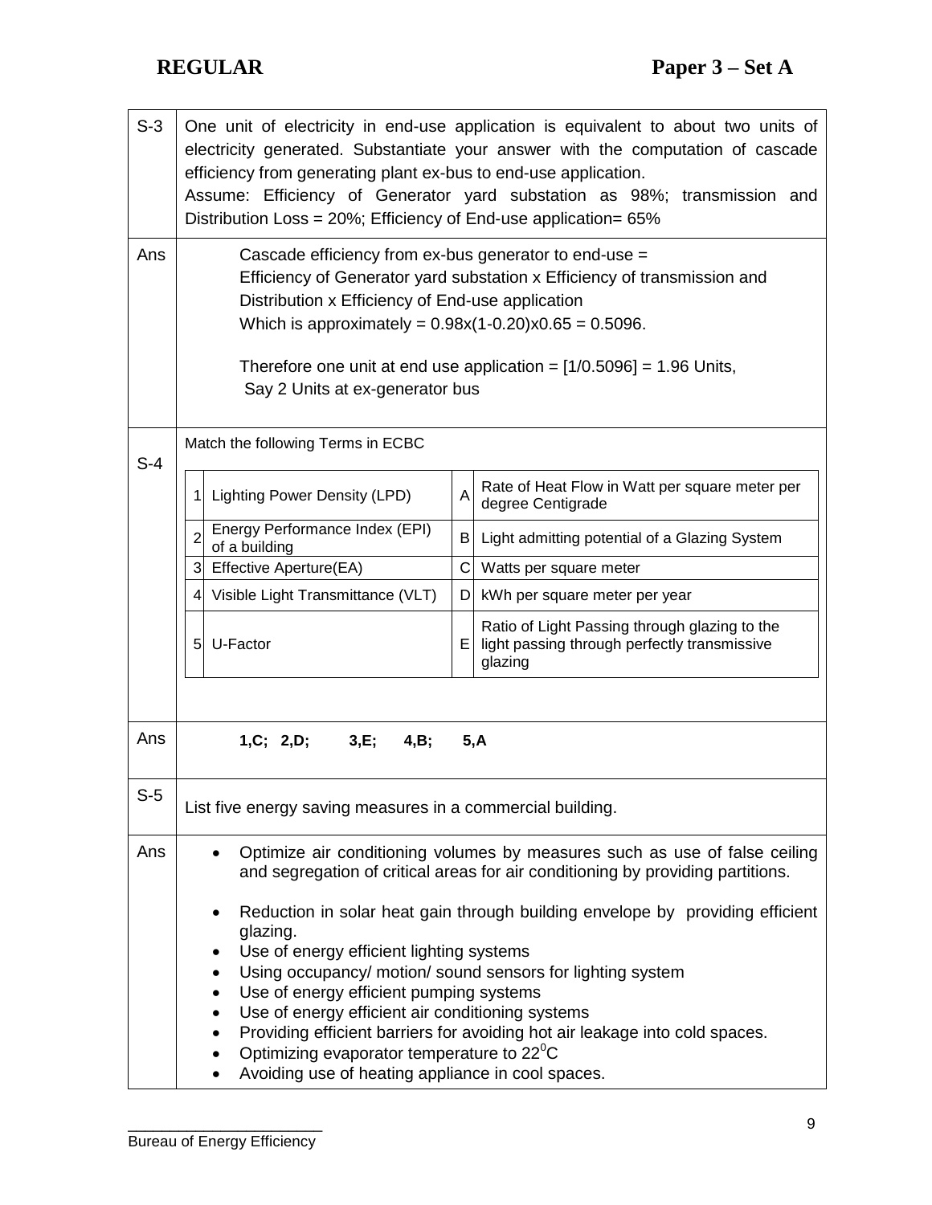| | |
|---|---|
| S-3 | One unit of electricity in end-use application is equivalent to about two units of electricity generated. Substantiate your answer with the computation of cascade efficiency from generating plant ex-bus to end-use application.<br>Assume: Efficiency of Generator yard substation as 98%; transmission and Distribution Loss = 20%; Efficiency of End-use application= 65% |
| Ans | Cascade efficiency from ex-bus generator to end-use =<br>Efficiency of Generator yard substation x Efficiency of transmission and Distribution x Efficiency of End-use application<br>Which is approximately = 0.98x(1-0.20)x0.65 = 0.5096.<br><br>Therefore one unit at end use application = [1/0.5096] = 1.96 Units,<br>Say 2 Units at ex-generator bus |
| S-4 | Match the following Terms in ECBC |

| | | | |
|---|---|---|---|
| 1 | Lighting Power Density (LPD) | A | Rate of Heat Flow in Watt per square meter per degree Centigrade |
| 2 | Energy Performance Index (EPI) of a building | B | Light admitting potential of a Glazing System |
| 3 | Effective Aperture(EA) | C | Watts per square meter |
| 4 | Visible Light Transmittance (VLT) | D | kWh per square meter per year |
| 5 | U-Factor | E | Ratio of Light Passing through glazing to the light passing through perfectly transmissive glazing |

| | |
|---|---|
| Ans | **1,C; 2,D; 3,E; 4,B; 5,A** |
| S-5 | List five energy saving measures in a commercial building. |
| Ans | • Optimize air conditioning volumes by measures such as use of false ceiling and segregation of critical areas for air conditioning by providing partitions.<br>• Reduction in solar heat gain through building envelope by providing efficient glazing.<br>• Use of energy efficient lighting systems<br>• Using occupancy/ motion/ sound sensors for lighting system<br>• Use of energy efficient pumping systems<br>• Use of energy efficient air conditioning systems<br>• Providing efficient barriers for avoiding hot air leakage into cold spaces.<br>• Optimizing evaporator temperature to $22^0$C<br>• Avoiding use of heating appliance in cool spaces. |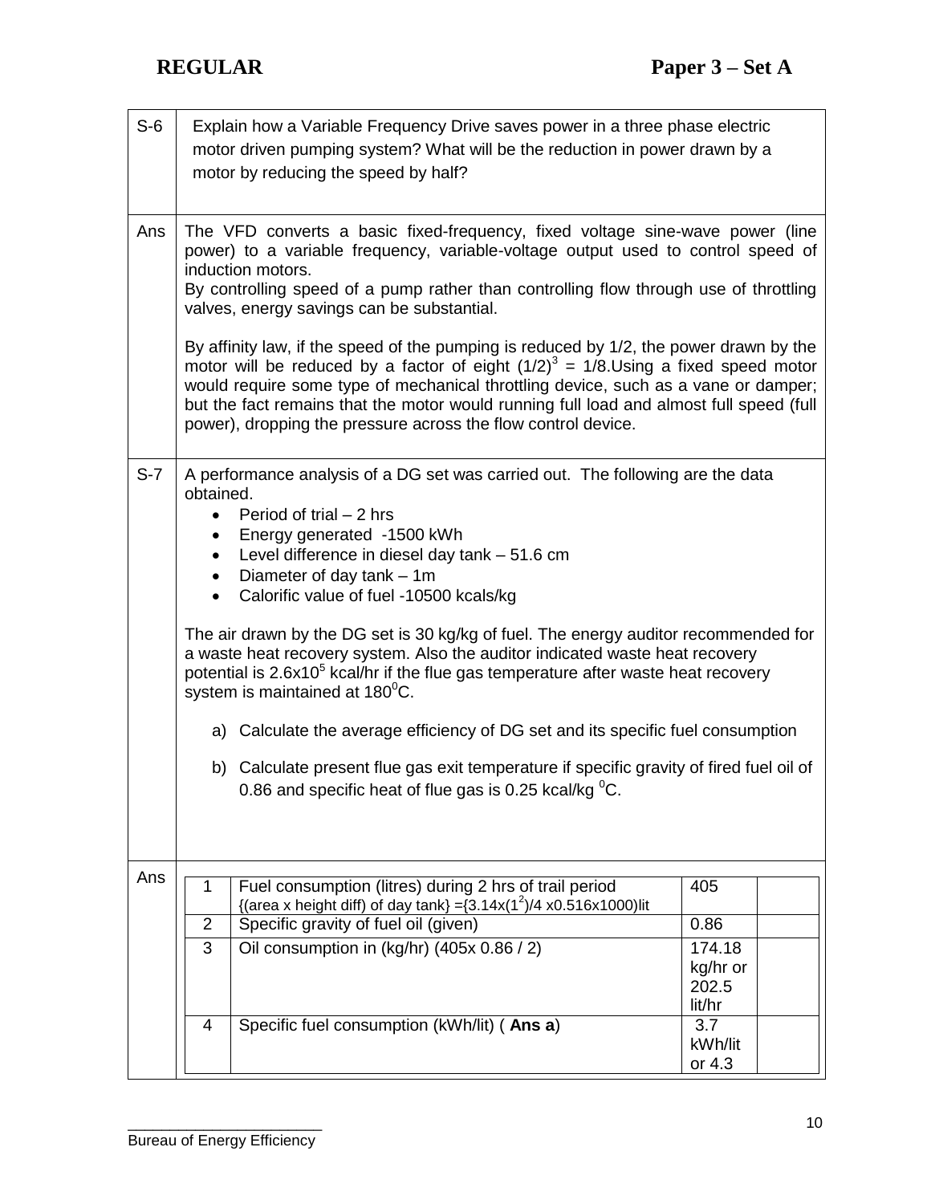| S-6 | Explain how a Variable Frequency Drive saves power in a three phase electric motor driven pumping system? What will be the reduction in power drawn by a motor by reducing the speed by half? |
|---|---|
| Ans | The VFD converts a basic fixed-frequency, fixed voltage sine-wave power (line power) to a variable frequency, variable-voltage output used to control speed of induction motors.<br>By controlling speed of a pump rather than controlling flow through use of throttling valves, energy savings can be substantial.<br><br>By affinity law, if the speed of the pumping is reduced by 1/2, the power drawn by the motor will be reduced by a factor of eight $(1/2)^3$ = 1/8.Using a fixed speed motor would require some type of mechanical throttling device, such as a vane or damper; but the fact remains that the motor would running full load and almost full speed (full power), dropping the pressure across the flow control device. |
| S-7 | A performance analysis of a DG set was carried out. The following are the data obtained.<br>• Period of trial – 2 hrs<br>• Energy generated -1500 kWh<br>• Level difference in diesel day tank – 51.6 cm<br>• Diameter of day tank – 1m<br>• Calorific value of fuel -10500 kcals/kg<br><br>The air drawn by the DG set is 30 kg/kg of fuel. The energy auditor recommended for a waste heat recovery system. Also the auditor indicated waste heat recovery potential is $2.6 \times 10^5$ kcal/hr if the flue gas temperature after waste heat recovery system is maintained at $180^0$C.<br><br>a) Calculate the average efficiency of DG set and its specific fuel consumption<br><br>b) Calculate present flue gas exit temperature if specific gravity of fired fuel oil of 0.86 and specific heat of flue gas is 0.25 kcal/kg $^0$C. |
| Ans | |

| | | | |
|---|---|---|---|
| 1 | Fuel consumption (litres) during 2 hrs of trail period<br>{(area x height diff) of day tank} ={3.14x$(1^2)$/4 x0.516x1000)lit | 405 | |
| 2 | Specific gravity of fuel oil (given) | 0.86 | |
| 3 | Oil consumption in (kg/hr) (405x 0.86 / 2) | 174.18 kg/hr or 202.5 lit/hr | |
| 4 | Specific fuel consumption (kWh/lit) ( **Ans a**) | 3.7 kWh/lit or 4.3 | |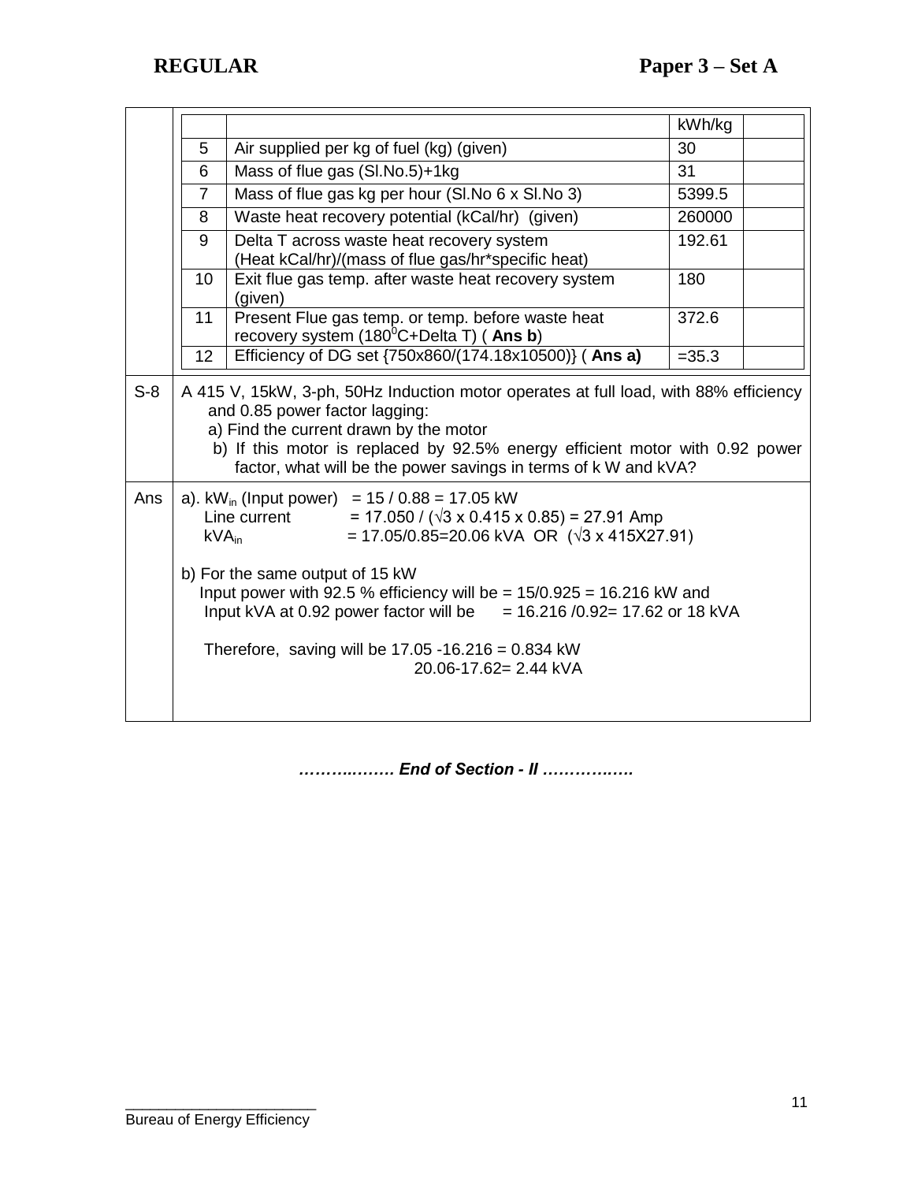| | | kWh/kg | |
|---|---|---|---|
| 5 | Air supplied per kg of fuel (kg) (given) | 30 | |
| 6 | Mass of flue gas (Sl.No.5)+1kg | 31 | |
| 7 | Mass of flue gas kg per hour (Sl.No 6 x Sl.No 3) | 5399.5 | |
| 8 | Waste heat recovery potential (kCal/hr) (given) | 260000 | |
| 9 | Delta T across waste heat recovery system (Heat kCal/hr)/(mass of flue gas/hr*specific heat) | 192.61 | |
| 10 | Exit flue gas temp. after waste heat recovery system (given) | 180 | |
| 11 | Present Flue gas temp. or temp. before waste heat recovery system ($180^0$C+Delta T) ( **Ans b**) | 372.6 | |
| 12 | Efficiency of DG set {750x860/(174.18x10500)} ( **Ans a)** | =35.3 | |

**S-8** A 415 V, 15kW, 3-ph, 50Hz Induction motor operates at full load, with 88% efficiency and 0.85 power factor lagging:

a) Find the current drawn by the motor

b) If this motor is replaced by 92.5% energy efficient motor with 0.92 power factor, what will be the power savings in terms of k W and kVA?

**Ans**

a). $kW_{in}$ (Input power) = 15 / 0.88 = 17.05 kW

Line current = 17.050 / (√3 x 0.415 x 0.85) = 27.91 Amp

$kVA_{in}$ = 17.05/0.85=20.06 kVA OR (√3 x 415X27.91)

b) For the same output of 15 kW

Input power with 92.5 % efficiency will be = 15/0.925 = 16.216 kW and

Input kVA at 0.92 power factor will be = 16.216 /0.92= 17.62 or 18 kVA

Therefore, saving will be 17.05 -16.216 = 0.834 kW

20.06-17.62= 2.44 kVA

***……..……. End of Section - II ……………***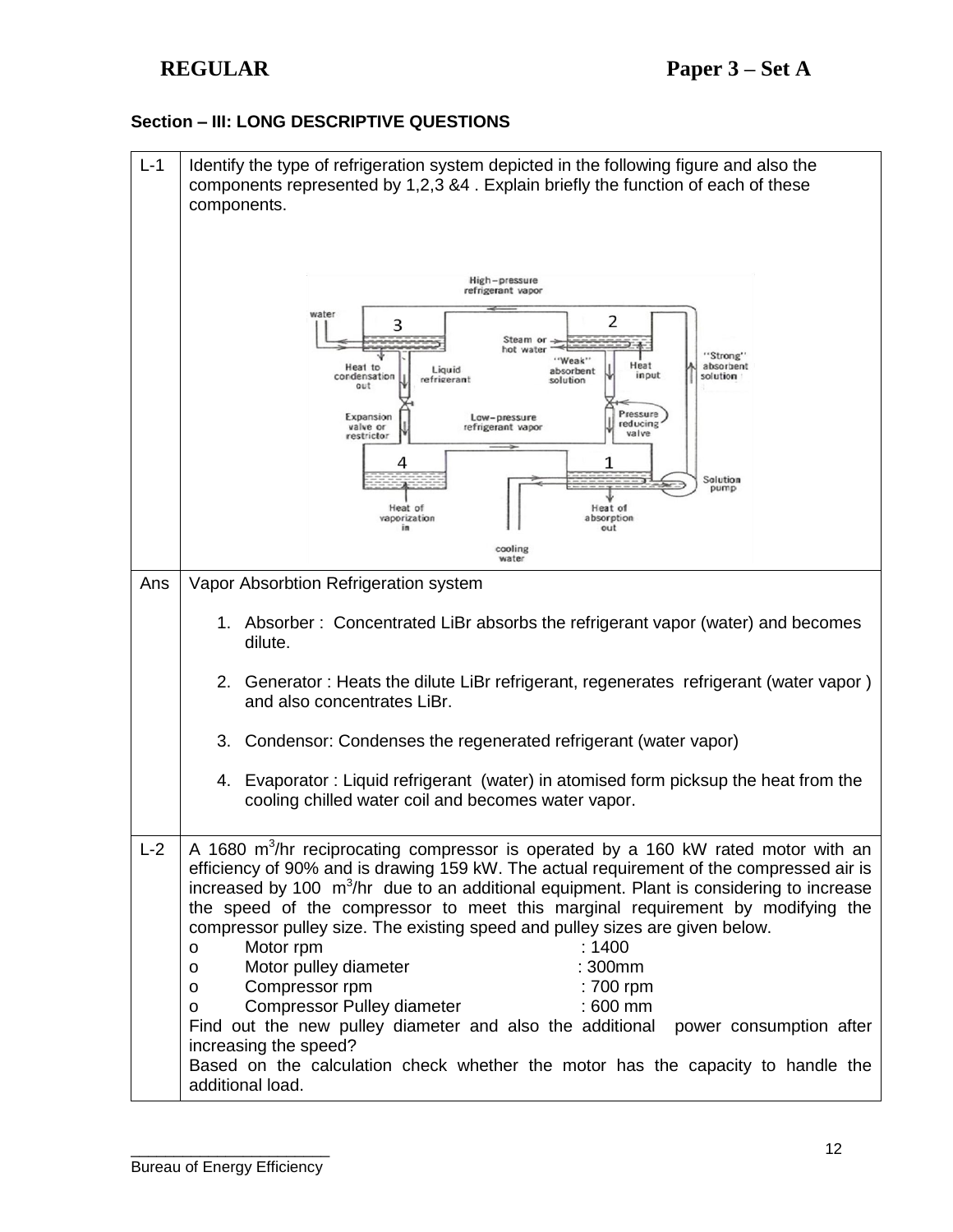**REGULAR** **Paper 3 – Set A**

**Section – III: LONG DESCRIPTIVE QUESTIONS**

| | |
|---|---|
| L-1 | Identify the type of refrigeration system depicted in the following figure and also the components represented by 1,2,3 &4 . Explain briefly the function of each of these components. |
| Ans | Vapor Absorbtion Refrigeration system<br><br>1. Absorber : Concentrated LiBr absorbs the refrigerant vapor (water) and becomes dilute.<br><br>2. Generator : Heats the dilute LiBr refrigerant, regenerates refrigerant (water vapor ) and also concentrates LiBr.<br><br>3. Condensor: Condenses the regenerated refrigerant (water vapor)<br><br>4. Evaporator : Liquid refrigerant (water) in atomised form picksup the heat from the cooling chilled water coil and becomes water vapor. |
| L-2 | A 1680 $m^3$/hr reciprocating compressor is operated by a 160 kW rated motor with an efficiency of 90% and is drawing 159 kW. The actual requirement of the compressed air is increased by 100 $m^3$/hr due to an additional equipment. Plant is considering to increase the speed of the compressor to meet this marginal requirement by modifying the compressor pulley size. The existing speed and pulley sizes are given below.<br>o Motor rpm : 1400<br>o Motor pulley diameter : 300mm<br>o Compressor rpm : 700 rpm<br>o Compressor Pulley diameter : 600 mm<br>Find out the new pulley diameter and also the additional power consumption after increasing the speed?<br>Based on the calculation check whether the motor has the capacity to handle the additional load. |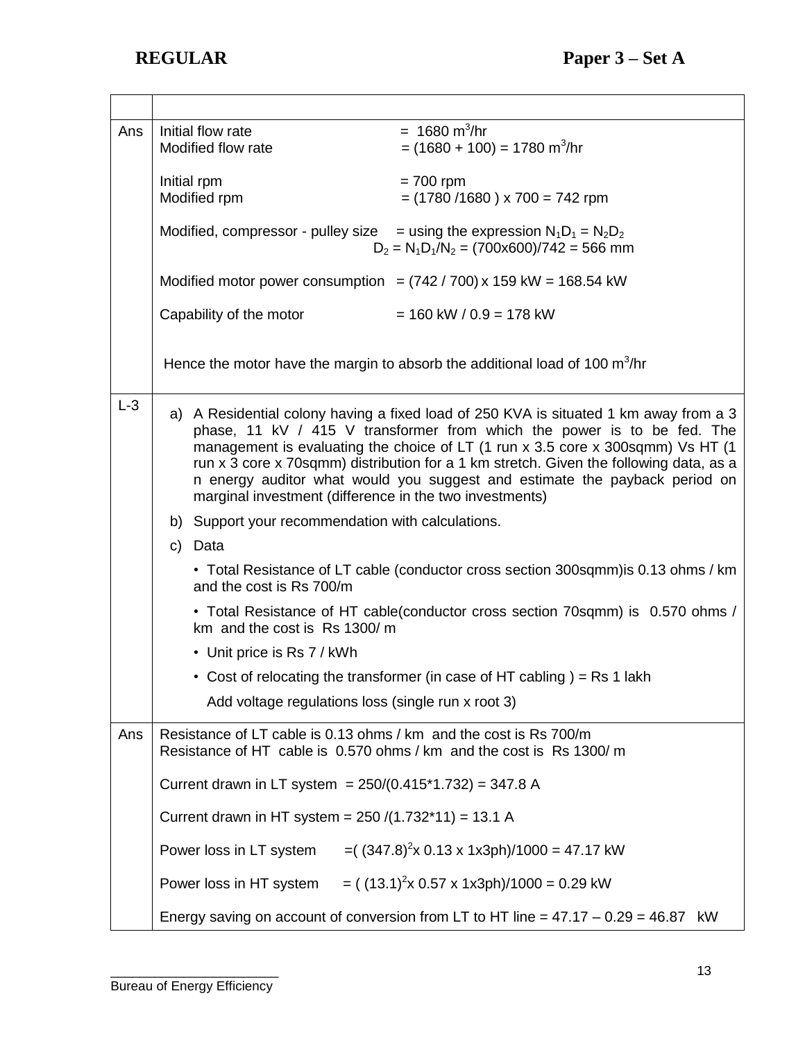**REGULAR** **Paper 3 – Set A**

| | |
|---|---|
| | |
| Ans | Initial flow rate = 1680 $m^3$/hr<br>Modified flow rate = (1680 + 100) = 1780 $m^3$/hr<br><br>Initial rpm = 700 rpm<br>Modified rpm = (1780 /1680 ) x 700 = 742 rpm<br><br>Modified, compressor - pulley size = using the expression $N_1D_1 = N_2D_2$<br>$D_2 = N_1D_1/N_2$ = (700x600)/742 = 566 mm<br><br>Modified motor power consumption = (742 / 700) x 159 kW = 168.54 kW<br><br>Capability of the motor = 160 kW / 0.9 = 178 kW<br><br>Hence the motor have the margin to absorb the additional load of 100 $m^3$/hr |
| L-3 | a) A Residential colony having a fixed load of 250 KVA is situated 1 km away from a 3 phase, 11 kV / 415 V transformer from which the power is to be fed. The management is evaluating the choice of LT (1 run x 3.5 core x 300sqmm) Vs HT (1 run x 3 core x 70sqmm) distribution for a 1 km stretch. Given the following data, as a n energy auditor what would you suggest and estimate the payback period on marginal investment (difference in the two investments)<br><br>b) Support your recommendation with calculations.<br><br>c) Data<br><br>• Total Resistance of LT cable (conductor cross section 300sqmm)is 0.13 ohms / km and the cost is Rs 700/m<br><br>• Total Resistance of HT cable(conductor cross section 70sqmm) is 0.570 ohms / km and the cost is Rs 1300/ m<br><br>• Unit price is Rs 7 / kWh<br><br>• Cost of relocating the transformer (in case of HT cabling ) = Rs 1 lakh<br><br>Add voltage regulations loss (single run x root 3) |
| Ans | Resistance of LT cable is 0.13 ohms / km and the cost is Rs 700/m<br>Resistance of HT cable is 0.570 ohms / km and the cost is Rs 1300/ m<br><br>Current drawn in LT system = 250/(0.415*1.732) = 347.8 A<br><br>Current drawn in HT system = 250 /(1.732*11) = 13.1 A<br><br>Power loss in LT system =( $(347.8)^2$x 0.13 x 1x3ph)/1000 = 47.17 kW<br><br>Power loss in HT system = ( $(13.1)^2$x 0.57 x 1x3ph)/1000 = 0.29 kW<br><br>Energy saving on account of conversion from LT to HT line = 47.17 – 0.29 = 46.87 kW |

Bureau of Energy Efficiency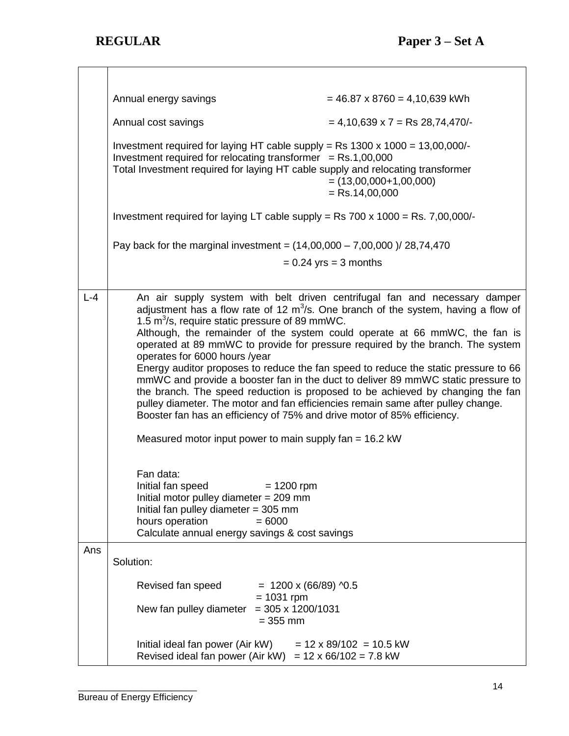| | |
|---|---|
| | Annual energy savings = 46.87 x 8760 = 4,10,639 kWh<br><br>Annual cost savings = 4,10,639 x 7 = Rs 28,74,470/-<br><br>Investment required for laying HT cable supply = Rs 1300 x 1000 = 13,00,000/-<br>Investment required for relocating transformer = Rs.1,00,000<br>Total Investment required for laying HT cable supply and relocating transformer<br>= (13,00,000+1,00,000)<br>= Rs.14,00,000<br><br>Investment required for laying LT cable supply = Rs 700 x 1000 = Rs. 7,00,000/-<br><br>Pay back for the marginal investment = (14,00,000 – 7,00,000 )/ 28,74,470<br>= 0.24 yrs = 3 months |
| L-4 | An air supply system with belt driven centrifugal fan and necessary damper adjustment has a flow rate of 12 $m^3$/s. One branch of the system, having a flow of 1.5 $m^3$/s, require static pressure of 89 mmWC.<br>Although, the remainder of the system could operate at 66 mmWC, the fan is operated at 89 mmWC to provide for pressure required by the branch. The system operates for 6000 hours /year<br>Energy auditor proposes to reduce the fan speed to reduce the static pressure to 66 mmWC and provide a booster fan in the duct to deliver 89 mmWC static pressure to the branch. The speed reduction is proposed to be achieved by changing the fan pulley diameter. The motor and fan efficiencies remain same after pulley change. Booster fan has an efficiency of 75% and drive motor of 85% efficiency.<br><br>Measured motor input power to main supply fan = 16.2 kW<br><br>Fan data:<br>Initial fan speed = 1200 rpm<br>Initial motor pulley diameter = 209 mm<br>Initial fan pulley diameter = 305 mm<br>hours operation = 6000<br>Calculate annual energy savings & cost savings |
| Ans | Solution:<br><br>Revised fan speed = 1200 x (66/89) ^0.5<br>= 1031 rpm<br>New fan pulley diameter = 305 x 1200/1031<br>= 355 mm<br><br>Initial ideal fan power (Air kW) = 12 x 89/102 = 10.5 kW<br>Revised ideal fan power (Air kW) = 12 x 66/102 = 7.8 kW |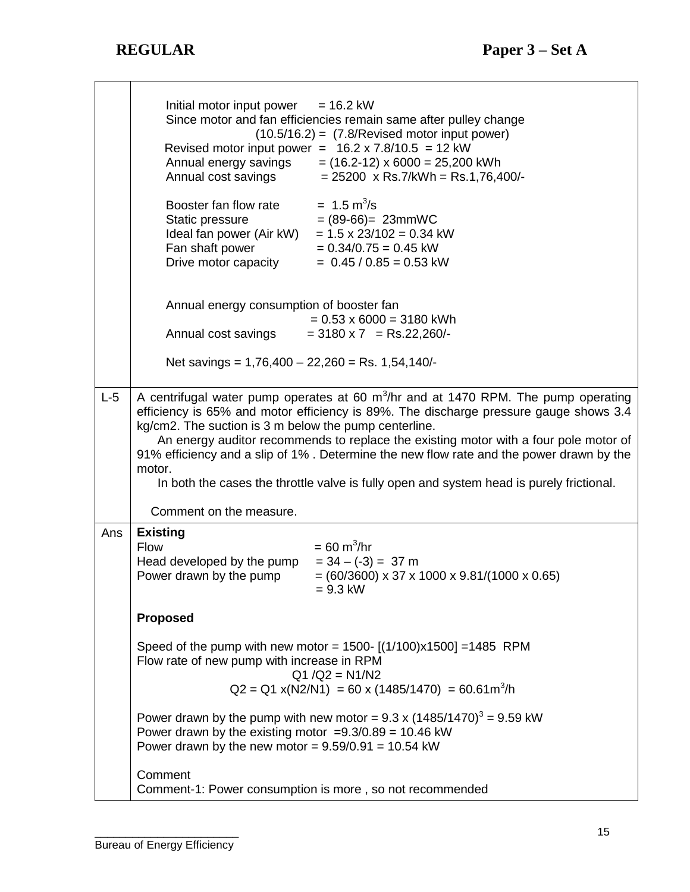|  |  |
|---|---|
|  | Initial motor input power = 16.2 kW<br>Since motor and fan efficiencies remain same after pulley change<br>(10.5/16.2) = (7.8/Revised motor input power)<br>Revised motor input power = 16.2 x 7.8/10.5 = 12 kW<br>Annual energy savings = (16.2-12) x 6000 = 25,200 kWh<br>Annual cost savings = 25200 x Rs.7/kWh = Rs.1,76,400/-<br><br>Booster fan flow rate = 1.5 $m^3/s$<br>Static pressure = (89-66)= 23mmWC<br>Ideal fan power (Air kW) = 1.5 x 23/102 = 0.34 kW<br>Fan shaft power = 0.34/0.75 = 0.45 kW<br>Drive motor capacity = 0.45 / 0.85 = 0.53 kW<br><br>Annual energy consumption of booster fan<br>= 0.53 x 6000 = 3180 kWh<br>Annual cost savings = 3180 x 7 = Rs.22,260/-<br><br>Net savings = 1,76,400 – 22,260 = Rs. 1,54,140/- |
| L-5 | A centrifugal water pump operates at 60 $m^3$/hr and at 1470 RPM. The pump operating efficiency is 65% and motor efficiency is 89%. The discharge pressure gauge shows 3.4 kg/cm2. The suction is 3 m below the pump centerline.<br>An energy auditor recommends to replace the existing motor with a four pole motor of 91% efficiency and a slip of 1% . Determine the new flow rate and the power drawn by the motor.<br>In both the cases the throttle valve is fully open and system head is purely frictional.<br><br>Comment on the measure. |
| Ans | **Existing**<br>Flow = 60 $m^3$/hr<br>Head developed by the pump = 34 – (-3) = 37 m<br>Power drawn by the pump = (60/3600) x 37 x 1000 x 9.81/(1000 x 0.65)<br>= 9.3 kW<br><br>**Proposed**<br><br>Speed of the pump with new motor = 1500- [(1/100)x1500] =1485 RPM<br>Flow rate of new pump with increase in RPM<br>Q1 /Q2 = N1/N2<br>Q2 = Q1 x(N2/N1) = 60 x (1485/1470) = 60.61$m^3$/h<br><br>Power drawn by the pump with new motor = 9.3 x $(1485/1470)^3$ = 9.59 kW<br>Power drawn by the existing motor =9.3/0.89 = 10.46 kW<br>Power drawn by the new motor = 9.59/0.91 = 10.54 kW<br><br>Comment<br>Comment-1: Power consumption is more , so not recommended |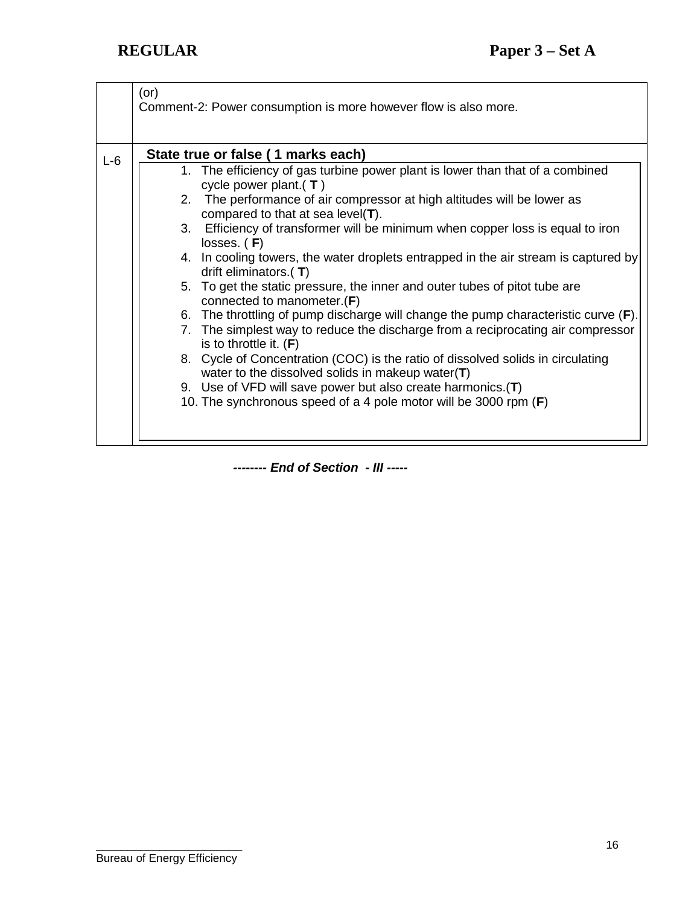| | |
|---|---|
| | (or)<br>Comment-2: Power consumption is more however flow is also more. |
| L-6 | **State true or false ( 1 marks each)**<br>1. The efficiency of gas turbine power plant is lower than that of a combined cycle power plant.( **T** )<br>2. The performance of air compressor at high altitudes will be lower as compared to that at sea level(**T**).<br>3. Efficiency of transformer will be minimum when copper loss is equal to iron losses. ( **F**)<br>4. In cooling towers, the water droplets entrapped in the air stream is captured by drift eliminators.( **T**)<br>5. To get the static pressure, the inner and outer tubes of pitot tube are connected to manometer.(**F**)<br>6. The throttling of pump discharge will change the pump characteristic curve (**F**).<br>7. The simplest way to reduce the discharge from a reciprocating air compressor is to throttle it. (**F**)<br>8. Cycle of Concentration (COC) is the ratio of dissolved solids in circulating water to the dissolved solids in makeup water(**T**)<br>9. Use of VFD will save power but also create harmonics.(**T**)<br>10. The synchronous speed of a 4 pole motor will be 3000 rpm (**F**) |

***-------- End of Section - III -----***